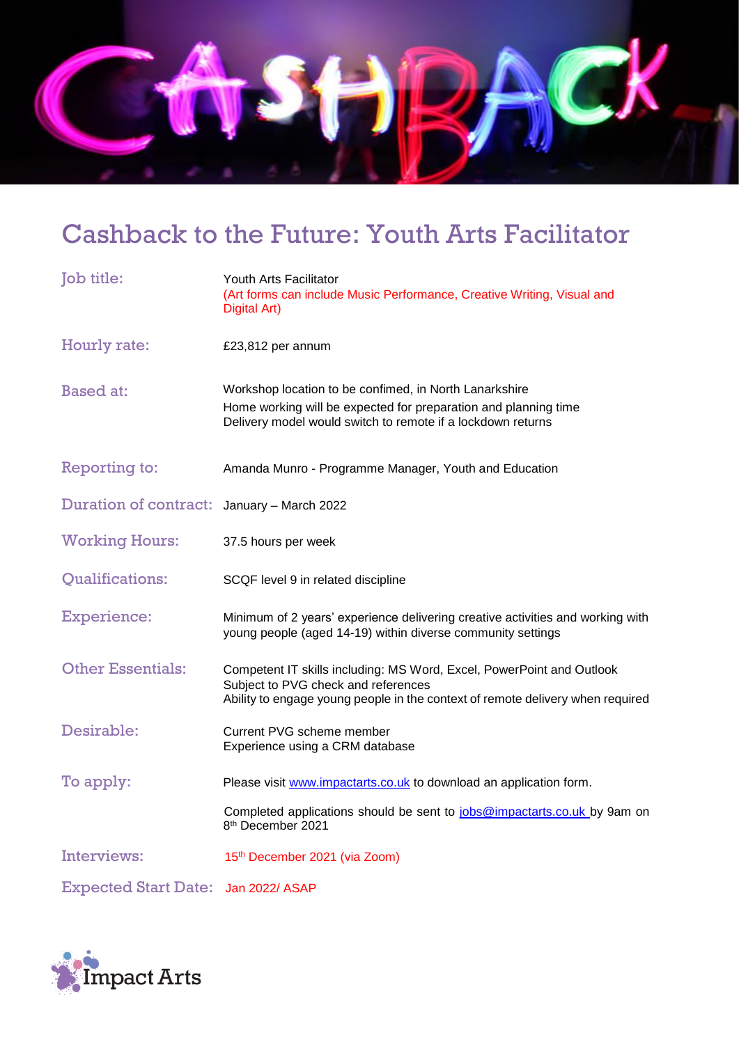# Cashback to the Future: Youth Arts Facilitator

| | |
|---|---|
| Job title: | Youth Arts Facilitator<br>(Art forms can include Music Performance, Creative Writing, Visual and Digital Art) |
| Hourly rate: | £23,812 per annum |
| Based at: | Workshop location to be confirmed, in North Lanarkshire<br>Home working will be expected for preparation and planning time<br>Delivery model would switch to remote if a lockdown returns |
| Reporting to: | Amanda Munro - Programme Manager, Youth and Education |
| Duration of contract: | January – March 2022 |
| Working Hours: | 37.5 hours per week |
| Qualifications: | SCQF level 9 in related discipline |
| Experience: | Minimum of 2 years' experience delivering creative activities and working with young people (aged 14-19) within diverse community settings |
| Other Essentials: | Competent IT skills including: MS Word, Excel, PowerPoint and Outlook<br>Subject to PVG check and references<br>Ability to engage young people in the context of remote delivery when required |
| Desirable: | Current PVG scheme member<br>Experience using a CRM database |
| To apply: | Please visit www.impactarts.co.uk to download an application form.<br>Completed applications should be sent to jobs@impactarts.co.uk by 9am on 8th December 2021 |
| Interviews: | 15th December 2021 (via Zoom) |
| Expected Start Date: | Jan 2022/ ASAP |

Impact Arts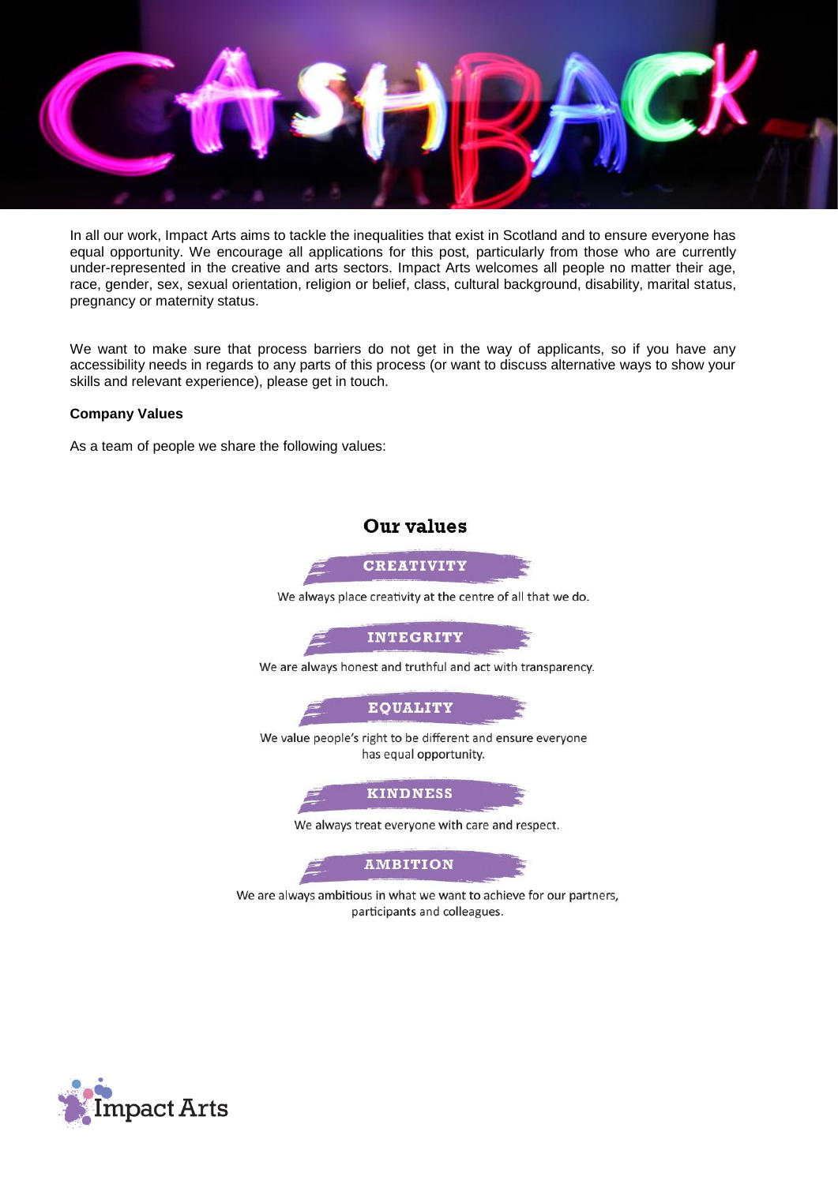In all our work, Impact Arts aims to tackle the inequalities that exist in Scotland and to ensure everyone has equal opportunity. We encourage all applications for this post, particularly from those who are currently under-represented in the creative and arts sectors. Impact Arts welcomes all people no matter their age, race, gender, sex, sexual orientation, religion or belief, class, cultural background, disability, marital status, pregnancy or maternity status.

We want to make sure that process barriers do not get in the way of applicants, so if you have any accessibility needs in regards to any parts of this process (or want to discuss alternative ways to show your skills and relevant experience), please get in touch.

**Company Values**

As a team of people we share the following values:

## Our values

**CREATIVITY**

We always place creativity at the centre of all that we do.

**INTEGRITY**

We are always honest and truthful and act with transparency.

**EQUALITY**

We value people's right to be different and ensure everyone has equal opportunity.

**KINDNESS**

We always treat everyone with care and respect.

**AMBITION**

We are always ambitious in what we want to achieve for our partners, participants and colleagues.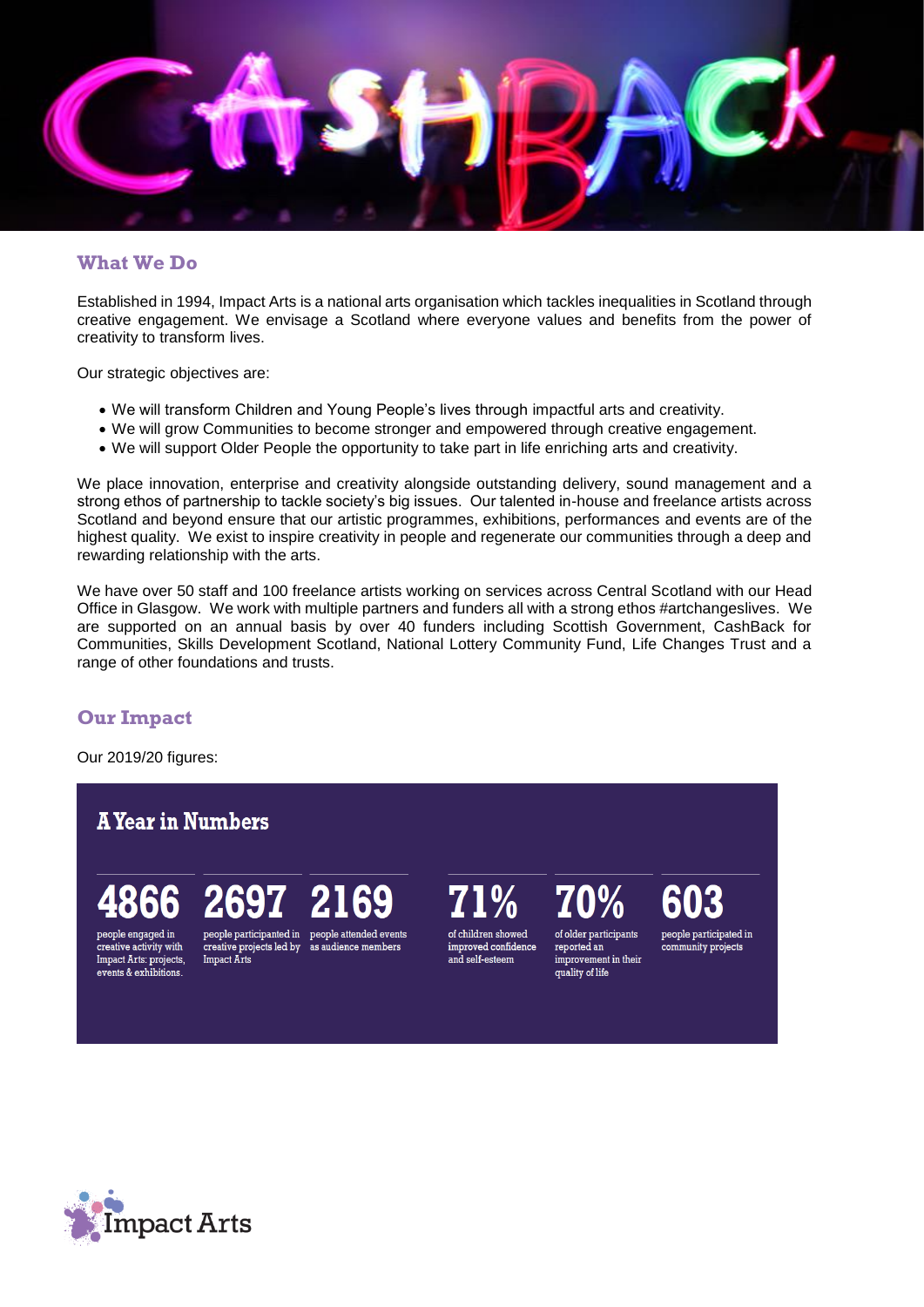## What We Do

Established in 1994, Impact Arts is a national arts organisation which tackles inequalities in Scotland through creative engagement. We envisage a Scotland where everyone values and benefits from the power of creativity to transform lives.

Our strategic objectives are:

- We will transform Children and Young People's lives through impactful arts and creativity.
- We will grow Communities to become stronger and empowered through creative engagement.
- We will support Older People the opportunity to take part in life enriching arts and creativity.

We place innovation, enterprise and creativity alongside outstanding delivery, sound management and a strong ethos of partnership to tackle society's big issues. Our talented in-house and freelance artists across Scotland and beyond ensure that our artistic programmes, exhibitions, performances and events are of the highest quality. We exist to inspire creativity in people and regenerate our communities through a deep and rewarding relationship with the arts.

We have over 50 staff and 100 freelance artists working on services across Central Scotland with our Head Office in Glasgow. We work with multiple partners and funders all with a strong ethos #artchangeslives. We are supported on an annual basis by over 40 funders including Scottish Government, CashBack for Communities, Skills Development Scotland, National Lottery Community Fund, Life Changes Trust and a range of other foundations and trusts.

## Our Impact

Our 2019/20 figures:

### A Year in Numbers

- **4866** people engaged in creative activity with Impact Arts: projects, events & exhibitions.
- **2697** people participanted in creative projects led by Impact Arts
- **2169** people attended events as audience members
- **71%** of children showed improved confidence and self-esteem
- **70%** of older participants reported an improvement in their quality of life
- **603** people participated in community projects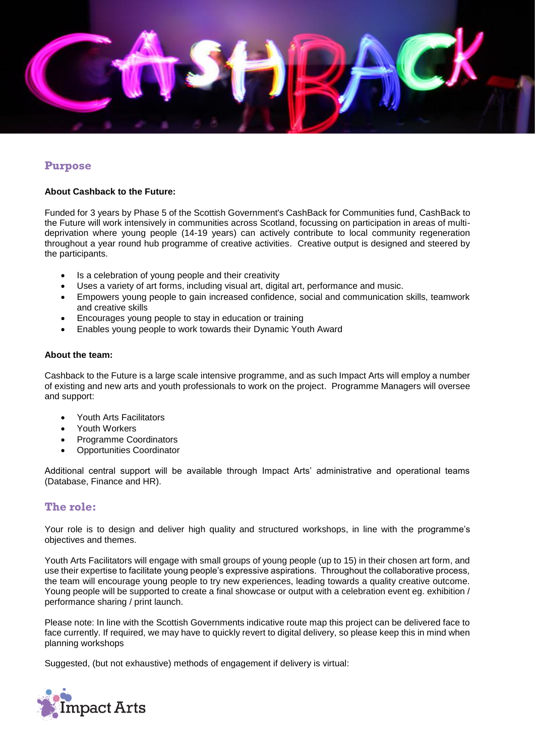## Purpose

**About Cashback to the Future:**

Funded for 3 years by Phase 5 of the Scottish Government's CashBack for Communities fund, CashBack to the Future will work intensively in communities across Scotland, focussing on participation in areas of multi-deprivation where young people (14-19 years) can actively contribute to local community regeneration throughout a year round hub programme of creative activities. Creative output is designed and steered by the participants.

- Is a celebration of young people and their creativity
- Uses a variety of art forms, including visual art, digital art, performance and music.
- Empowers young people to gain increased confidence, social and communication skills, teamwork and creative skills
- Encourages young people to stay in education or training
- Enables young people to work towards their Dynamic Youth Award

**About the team:**

Cashback to the Future is a large scale intensive programme, and as such Impact Arts will employ a number of existing and new arts and youth professionals to work on the project. Programme Managers will oversee and support:

- Youth Arts Facilitators
- Youth Workers
- Programme Coordinators
- Opportunities Coordinator

Additional central support will be available through Impact Arts' administrative and operational teams (Database, Finance and HR).

## The role:

Your role is to design and deliver high quality and structured workshops, in line with the programme's objectives and themes.

Youth Arts Facilitators will engage with small groups of young people (up to 15) in their chosen art form, and use their expertise to facilitate young people's expressive aspirations. Throughout the collaborative process, the team will encourage young people to try new experiences, leading towards a quality creative outcome. Young people will be supported to create a final showcase or output with a celebration event eg. exhibition / performance sharing / print launch.

Please note: In line with the Scottish Governments indicative route map this project can be delivered face to face currently. If required, we may have to quickly revert to digital delivery, so please keep this in mind when planning workshops

Suggested, (but not exhaustive) methods of engagement if delivery is virtual: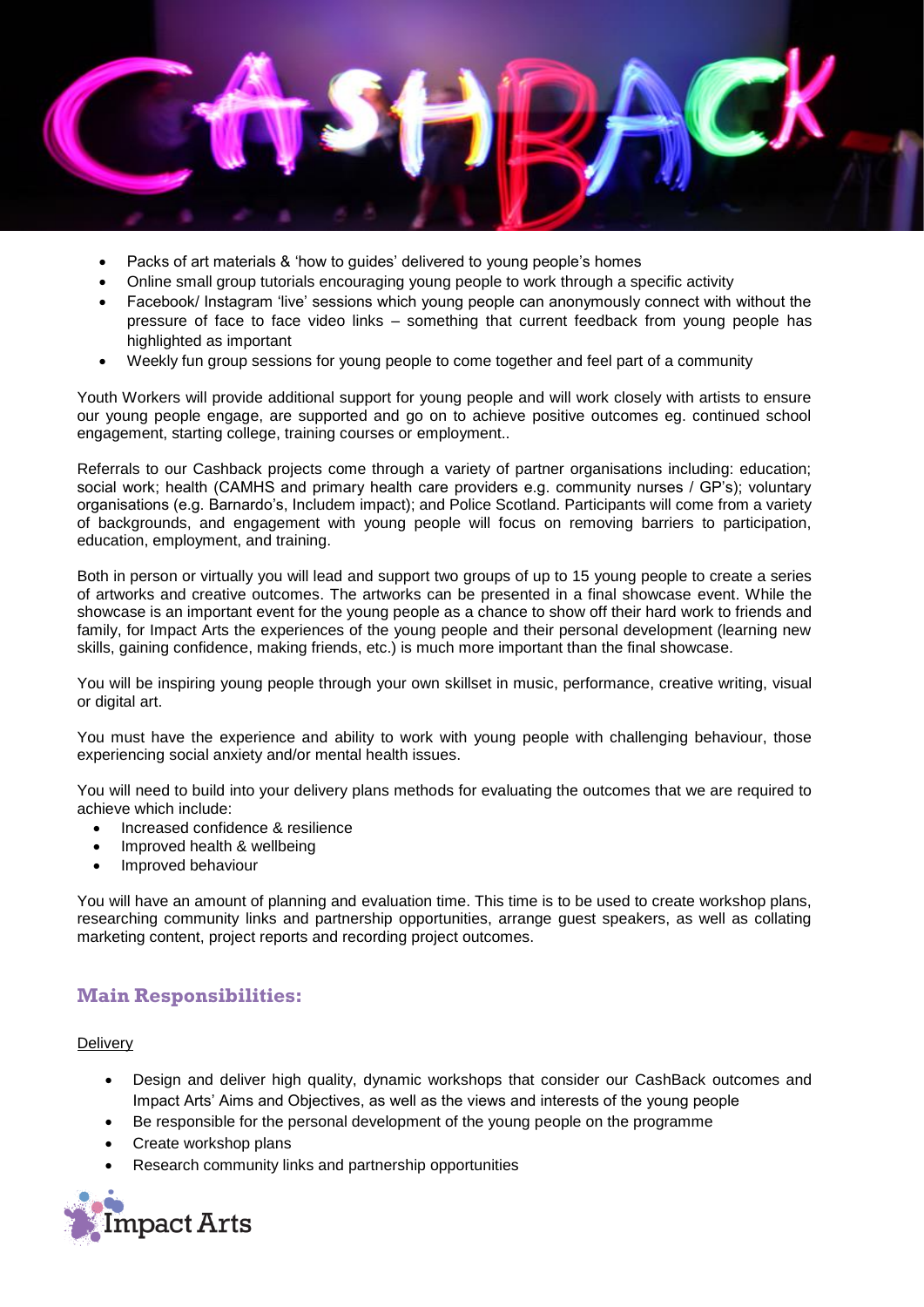- Packs of art materials & 'how to guides' delivered to young people's homes
- Online small group tutorials encouraging young people to work through a specific activity
- Facebook/ Instagram 'live' sessions which young people can anonymously connect with without the pressure of face to face video links – something that current feedback from young people has highlighted as important
- Weekly fun group sessions for young people to come together and feel part of a community

Youth Workers will provide additional support for young people and will work closely with artists to ensure our young people engage, are supported and go on to achieve positive outcomes eg. continued school engagement, starting college, training courses or employment..

Referrals to our Cashback projects come through a variety of partner organisations including: education; social work; health (CAMHS and primary health care providers e.g. community nurses / GP's); voluntary organisations (e.g. Barnardo's, Includem impact); and Police Scotland. Participants will come from a variety of backgrounds, and engagement with young people will focus on removing barriers to participation, education, employment, and training.

Both in person or virtually you will lead and support two groups of up to 15 young people to create a series of artworks and creative outcomes. The artworks can be presented in a final showcase event. While the showcase is an important event for the young people as a chance to show off their hard work to friends and family, for Impact Arts the experiences of the young people and their personal development (learning new skills, gaining confidence, making friends, etc.) is much more important than the final showcase.

You will be inspiring young people through your own skillset in music, performance, creative writing, visual or digital art.

You must have the experience and ability to work with young people with challenging behaviour, those experiencing social anxiety and/or mental health issues.

You will need to build into your delivery plans methods for evaluating the outcomes that we are required to achieve which include:

- Increased confidence & resilience
- Improved health & wellbeing
- Improved behaviour

You will have an amount of planning and evaluation time. This time is to be used to create workshop plans, researching community links and partnership opportunities, arrange guest speakers, as well as collating marketing content, project reports and recording project outcomes.

## Main Responsibilities:

Delivery

- Design and deliver high quality, dynamic workshops that consider our CashBack outcomes and Impact Arts' Aims and Objectives, as well as the views and interests of the young people
- Be responsible for the personal development of the young people on the programme
- Create workshop plans
- Research community links and partnership opportunities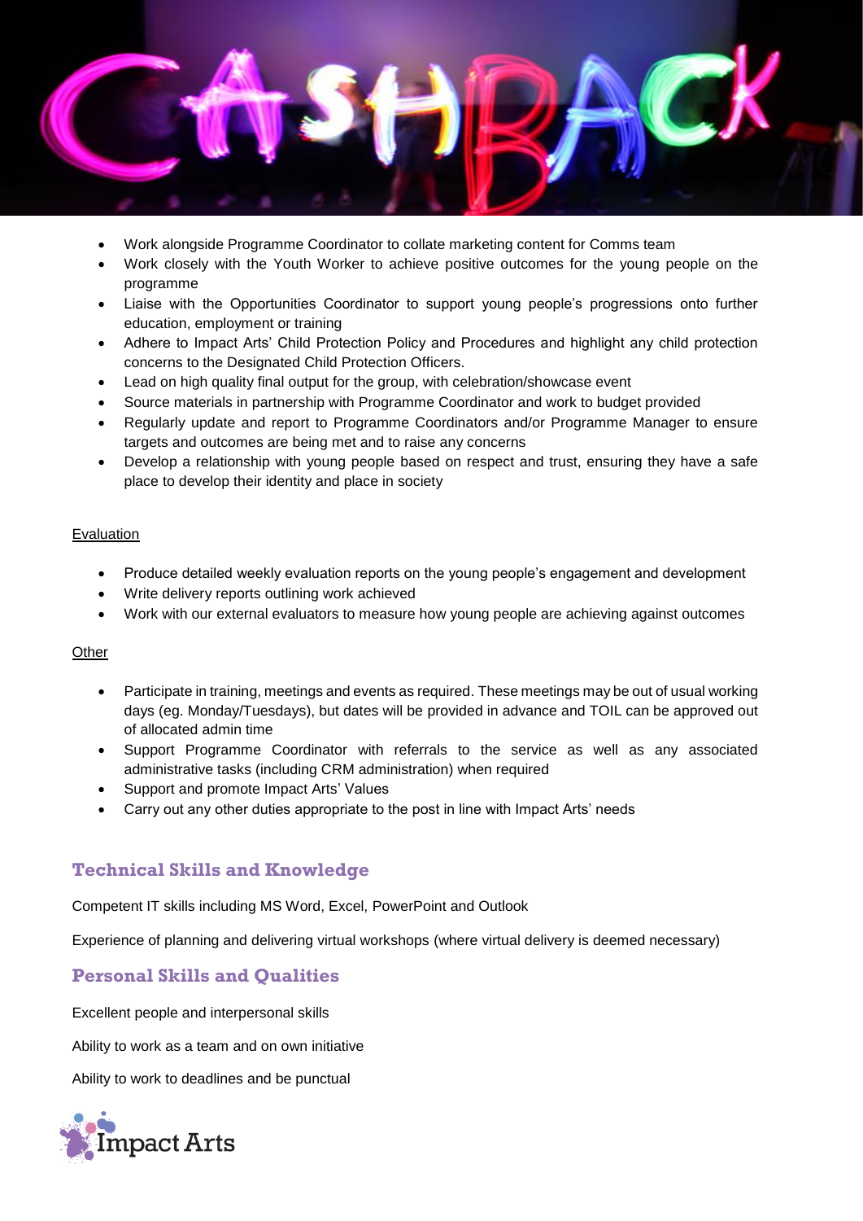- Work alongside Programme Coordinator to collate marketing content for Comms team
- Work closely with the Youth Worker to achieve positive outcomes for the young people on the programme
- Liaise with the Opportunities Coordinator to support young people's progressions onto further education, employment or training
- Adhere to Impact Arts' Child Protection Policy and Procedures and highlight any child protection concerns to the Designated Child Protection Officers.
- Lead on high quality final output for the group, with celebration/showcase event
- Source materials in partnership with Programme Coordinator and work to budget provided
- Regularly update and report to Programme Coordinators and/or Programme Manager to ensure targets and outcomes are being met and to raise any concerns
- Develop a relationship with young people based on respect and trust, ensuring they have a safe place to develop their identity and place in society

Evaluation

- Produce detailed weekly evaluation reports on the young people's engagement and development
- Write delivery reports outlining work achieved
- Work with our external evaluators to measure how young people are achieving against outcomes

Other

- Participate in training, meetings and events as required. These meetings may be out of usual working days (eg. Monday/Tuesdays), but dates will be provided in advance and TOIL can be approved out of allocated admin time
- Support Programme Coordinator with referrals to the service as well as any associated administrative tasks (including CRM administration) when required
- Support and promote Impact Arts' Values
- Carry out any other duties appropriate to the post in line with Impact Arts' needs

## Technical Skills and Knowledge

Competent IT skills including MS Word, Excel, PowerPoint and Outlook

Experience of planning and delivering virtual workshops (where virtual delivery is deemed necessary)

## Personal Skills and Qualities

Excellent people and interpersonal skills

Ability to work as a team and on own initiative

Ability to work to deadlines and be punctual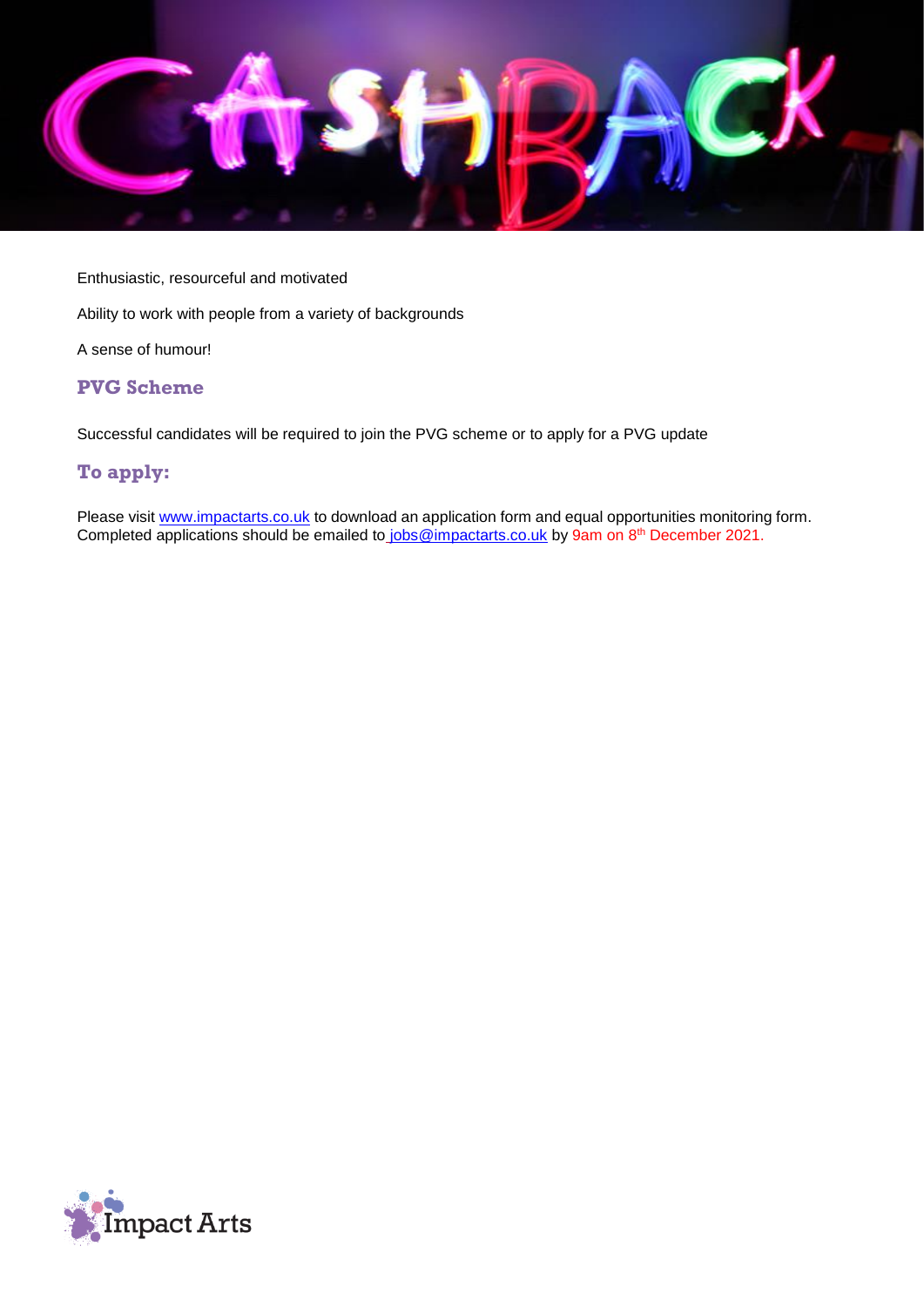Enthusiastic, resourceful and motivated

Ability to work with people from a variety of backgrounds

A sense of humour!

## PVG Scheme

Successful candidates will be required to join the PVG scheme or to apply for a PVG update

## To apply:

Please visit www.impactarts.co.uk to download an application form and equal opportunities monitoring form. Completed applications should be emailed to jobs@impactarts.co.uk by 9am on 8th December 2021.